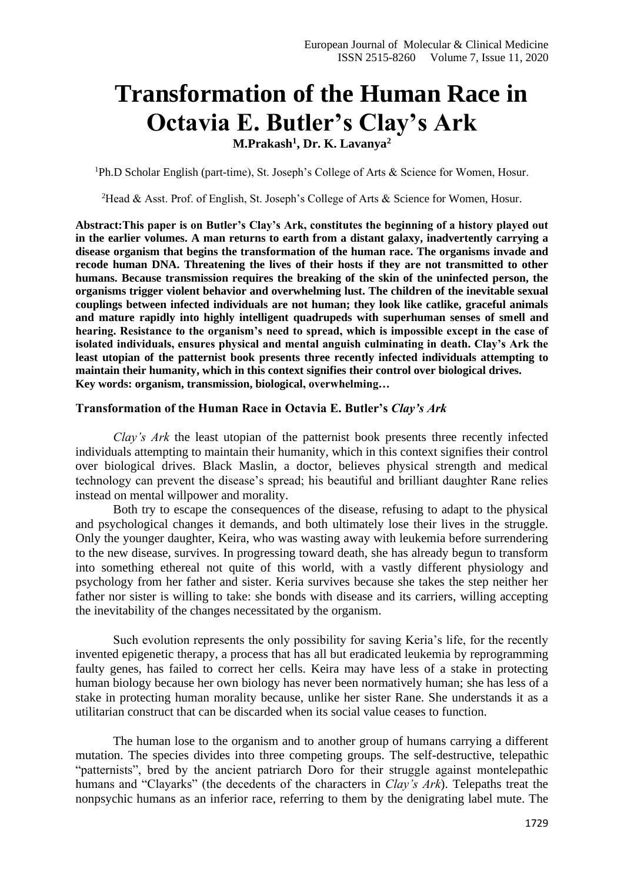# Transformation of the Human Race in Octavia E. Butler's Clay's Ark

**M.Prakash[1], Dr. K. Lavanya[2]**

[1]Ph.D Scholar English (part-time), St. Joseph's College of Arts & Science for Women, Hosur.

[2]Head & Asst. Prof. of English, St. Joseph's College of Arts & Science for Women, Hosur.

**Abstract:This paper is on Butler's Clay's Ark, constitutes the beginning of a history played out in the earlier volumes. A man returns to earth from a distant galaxy, inadvertently carrying a disease organism that begins the transformation of the human race. The organisms invade and recode human DNA. Threatening the lives of their hosts if they are not transmitted to other humans. Because transmission requires the breaking of the skin of the uninfected person, the organisms trigger violent behavior and overwhelming lust. The children of the inevitable sexual couplings between infected individuals are not human; they look like catlike, graceful animals and mature rapidly into highly intelligent quadrupeds with superhuman senses of smell and hearing. Resistance to the organism's need to spread, which is impossible except in the case of isolated individuals, ensures physical and mental anguish culminating in death. Clay's Ark the least utopian of the patternist book presents three recently infected individuals attempting to maintain their humanity, which in this context signifies their control over biological drives.**
**Key words: organism, transmission, biological, overwhelming…**

### Transformation of the Human Race in Octavia E. Butler's *Clay's Ark*

*Clay's Ark* the least utopian of the patternist book presents three recently infected individuals attempting to maintain their humanity, which in this context signifies their control over biological drives. Black Maslin, a doctor, believes physical strength and medical technology can prevent the disease's spread; his beautiful and brilliant daughter Rane relies instead on mental willpower and morality.

Both try to escape the consequences of the disease, refusing to adapt to the physical and psychological changes it demands, and both ultimately lose their lives in the struggle. Only the younger daughter, Keira, who was wasting away with leukemia before surrendering to the new disease, survives. In progressing toward death, she has already begun to transform into something ethereal not quite of this world, with a vastly different physiology and psychology from her father and sister. Keria survives because she takes the step neither her father nor sister is willing to take: she bonds with disease and its carriers, willing accepting the inevitability of the changes necessitated by the organism.

Such evolution represents the only possibility for saving Keria's life, for the recently invented epigenetic therapy, a process that has all but eradicated leukemia by reprogramming faulty genes, has failed to correct her cells. Keira may have less of a stake in protecting human biology because her own biology has never been normatively human; she has less of a stake in protecting human morality because, unlike her sister Rane. She understands it as a utilitarian construct that can be discarded when its social value ceases to function.

The human lose to the organism and to another group of humans carrying a different mutation. The species divides into three competing groups. The self-destructive, telepathic "patternists", bred by the ancient patriarch Doro for their struggle against montelepathic humans and "Clayarks" (the decedents of the characters in *Clay's Ark*). Telepaths treat the nonpsychic humans as an inferior race, referring to them by the denigrating label mute. The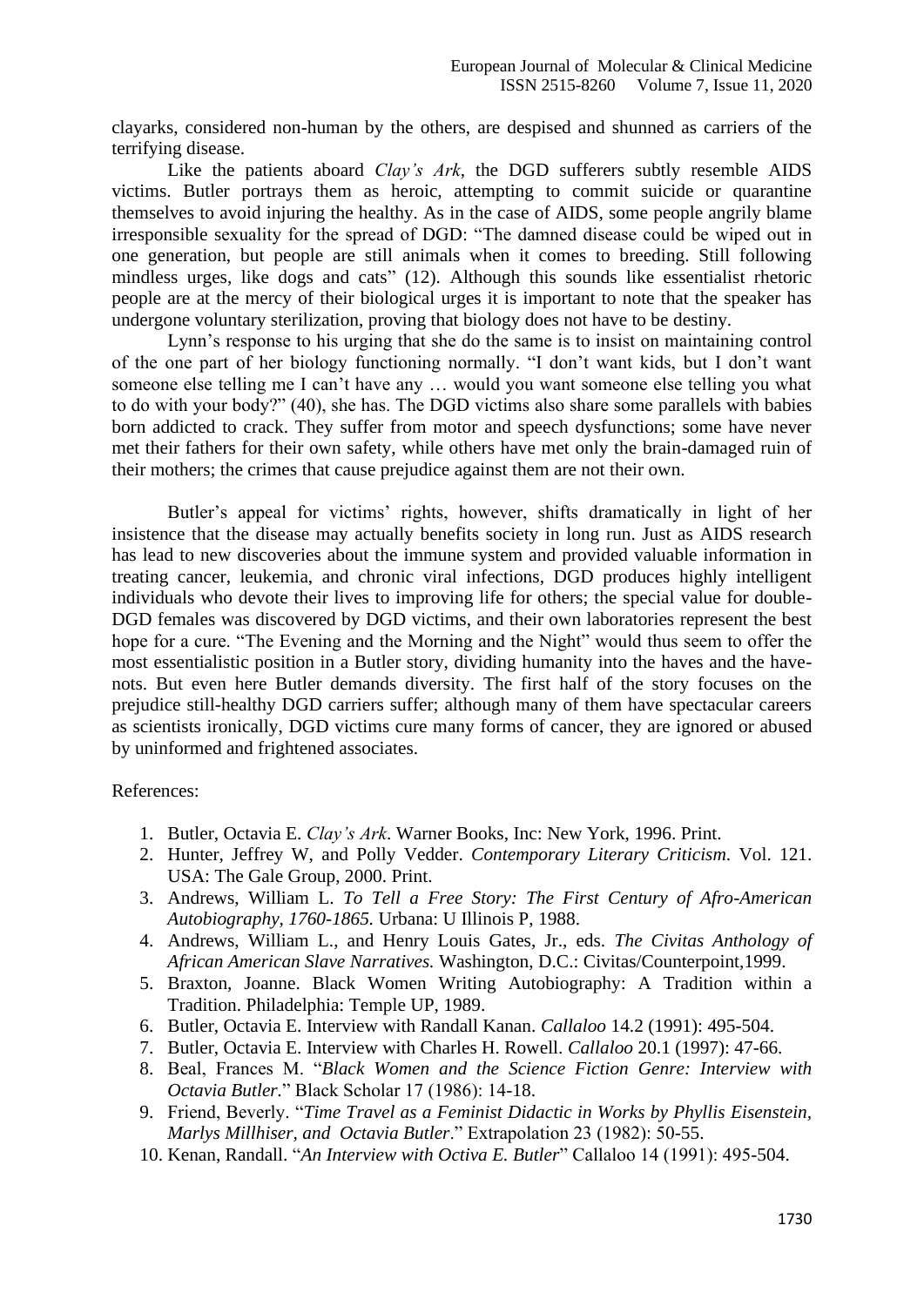clayarks, considered non-human by the others, are despised and shunned as carriers of the terrifying disease.

Like the patients aboard *Clay's Ark*, the DGD sufferers subtly resemble AIDS victims. Butler portrays them as heroic, attempting to commit suicide or quarantine themselves to avoid injuring the healthy. As in the case of AIDS, some people angrily blame irresponsible sexuality for the spread of DGD: "The damned disease could be wiped out in one generation, but people are still animals when it comes to breeding. Still following mindless urges, like dogs and cats" (12). Although this sounds like essentialist rhetoric people are at the mercy of their biological urges it is important to note that the speaker has undergone voluntary sterilization, proving that biology does not have to be destiny.

Lynn's response to his urging that she do the same is to insist on maintaining control of the one part of her biology functioning normally. "I don't want kids, but I don't want someone else telling me I can't have any … would you want someone else telling you what to do with your body?" (40), she has. The DGD victims also share some parallels with babies born addicted to crack. They suffer from motor and speech dysfunctions; some have never met their fathers for their own safety, while others have met only the brain-damaged ruin of their mothers; the crimes that cause prejudice against them are not their own.

Butler's appeal for victims' rights, however, shifts dramatically in light of her insistence that the disease may actually benefits society in long run. Just as AIDS research has lead to new discoveries about the immune system and provided valuable information in treating cancer, leukemia, and chronic viral infections, DGD produces highly intelligent individuals who devote their lives to improving life for others; the special value for double-DGD females was discovered by DGD victims, and their own laboratories represent the best hope for a cure. "The Evening and the Morning and the Night" would thus seem to offer the most essentialistic position in a Butler story, dividing humanity into the haves and the have-nots. But even here Butler demands diversity. The first half of the story focuses on the prejudice still-healthy DGD carriers suffer; although many of them have spectacular careers as scientists ironically, DGD victims cure many forms of cancer, they are ignored or abused by uninformed and frightened associates.

References:

1. Butler, Octavia E. *Clay's Ark*. Warner Books, Inc: New York, 1996. Print.
2. Hunter, Jeffrey W, and Polly Vedder. *Contemporary Literary Criticism*. Vol. 121. USA: The Gale Group, 2000. Print.
3. Andrews, William L. *To Tell a Free Story: The First Century of Afro-American Autobiography, 1760-1865.* Urbana: U Illinois P, 1988.
4. Andrews, William L., and Henry Louis Gates, Jr., eds. *The Civitas Anthology of African American Slave Narratives.* Washington, D.C.: Civitas/Counterpoint,1999.
5. Braxton, Joanne. Black Women Writing Autobiography: A Tradition within a Tradition. Philadelphia: Temple UP, 1989.
6. Butler, Octavia E. Interview with Randall Kanan. *Callaloo* 14.2 (1991): 495-504.
7. Butler, Octavia E. Interview with Charles H. Rowell. *Callaloo* 20.1 (1997): 47-66.
8. Beal, Frances M. "*Black Women and the Science Fiction Genre: Interview with Octavia Butler.*" Black Scholar 17 (1986): 14-18.
9. Friend, Beverly. "*Time Travel as a Feminist Didactic in Works by Phyllis Eisenstein, Marlys Millhiser, and Octavia Butler*." Extrapolation 23 (1982): 50-55.
10. Kenan, Randall. "*An Interview with Octiva E. Butler*" Callaloo 14 (1991): 495-504.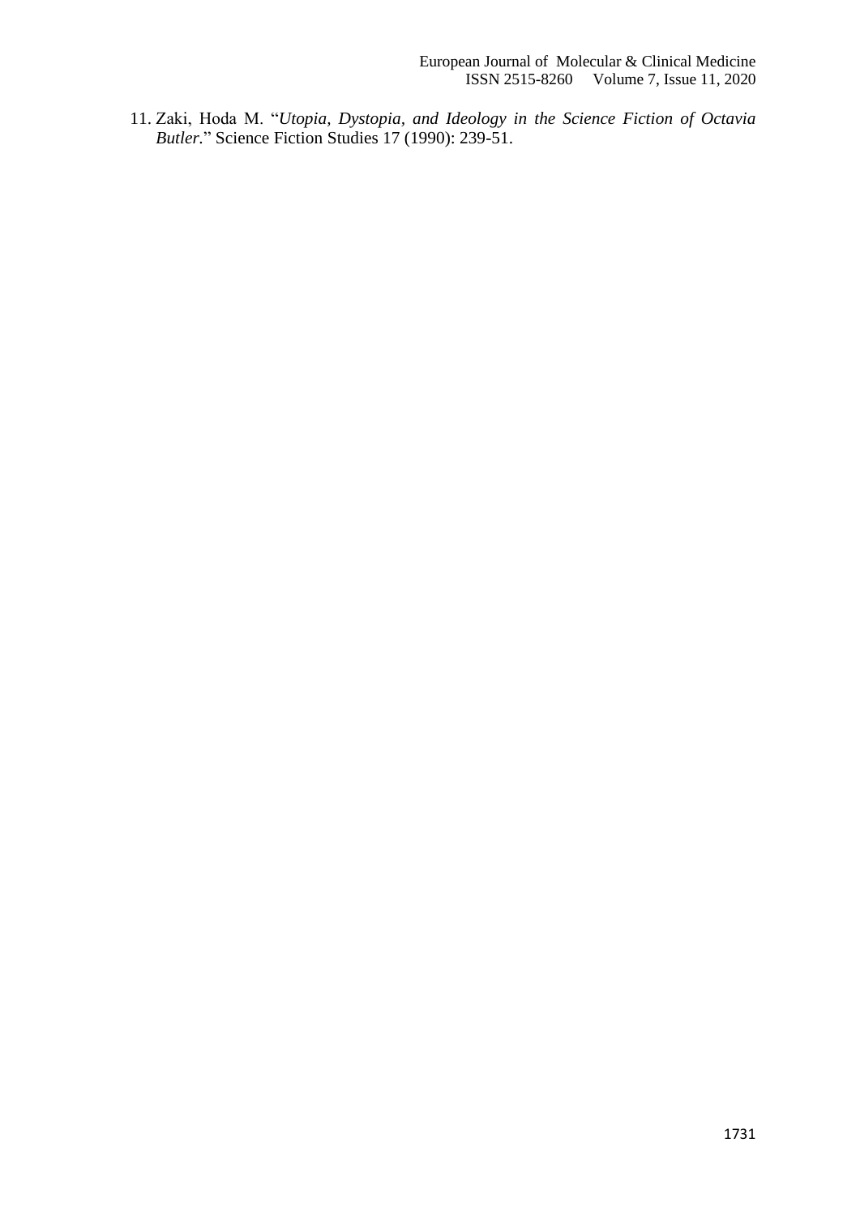11. Zaki, Hoda M. "*Utopia, Dystopia, and Ideology in the Science Fiction of Octavia Butler.*" Science Fiction Studies 17 (1990): 239-51.